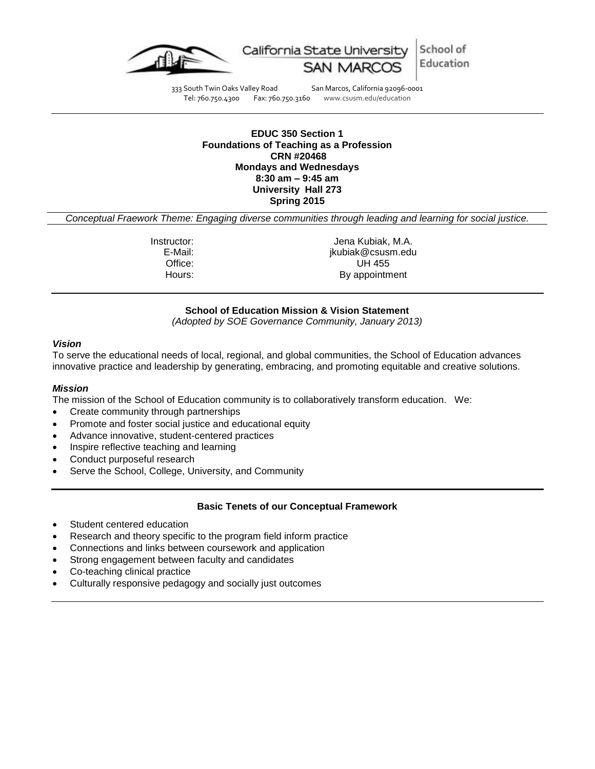California State University SAN MARCOS | School of Education

333 South Twin Oaks Valley Road San Marcos, California 92096-0001
Tel: 760.750.4300 Fax: 760.750.3160 www.csusm.edu/education

---

**EDUC 350 Section 1**
**Foundations of Teaching as a Profession**
**CRN #20468**
**Mondays and Wednesdays**
**8:30 am – 9:45 am**
**University Hall 273**
**Spring 2015**

*Conceptual Fraework Theme: Engaging diverse communities through leading and learning for social justice.*

| | |
|---|---|
| Instructor: | Jena Kubiak, M.A. |
| E-Mail: | jkubiak@csusm.edu |
| Office: | UH 455 |
| Hours: | By appointment |

---

**School of Education Mission & Vision Statement**
*(Adopted by SOE Governance Community, January 2013)*

***Vision***

To serve the educational needs of local, regional, and global communities, the School of Education advances innovative practice and leadership by generating, embracing, and promoting equitable and creative solutions.

***Mission***

The mission of the School of Education community is to collaboratively transform education. We:

- Create community through partnerships
- Promote and foster social justice and educational equity
- Advance innovative, student-centered practices
- Inspire reflective teaching and learning
- Conduct purposeful research
- Serve the School, College, University, and Community

---

**Basic Tenets of our Conceptual Framework**

- Student centered education
- Research and theory specific to the program field inform practice
- Connections and links between coursework and application
- Strong engagement between faculty and candidates
- Co-teaching clinical practice
- Culturally responsive pedagogy and socially just outcomes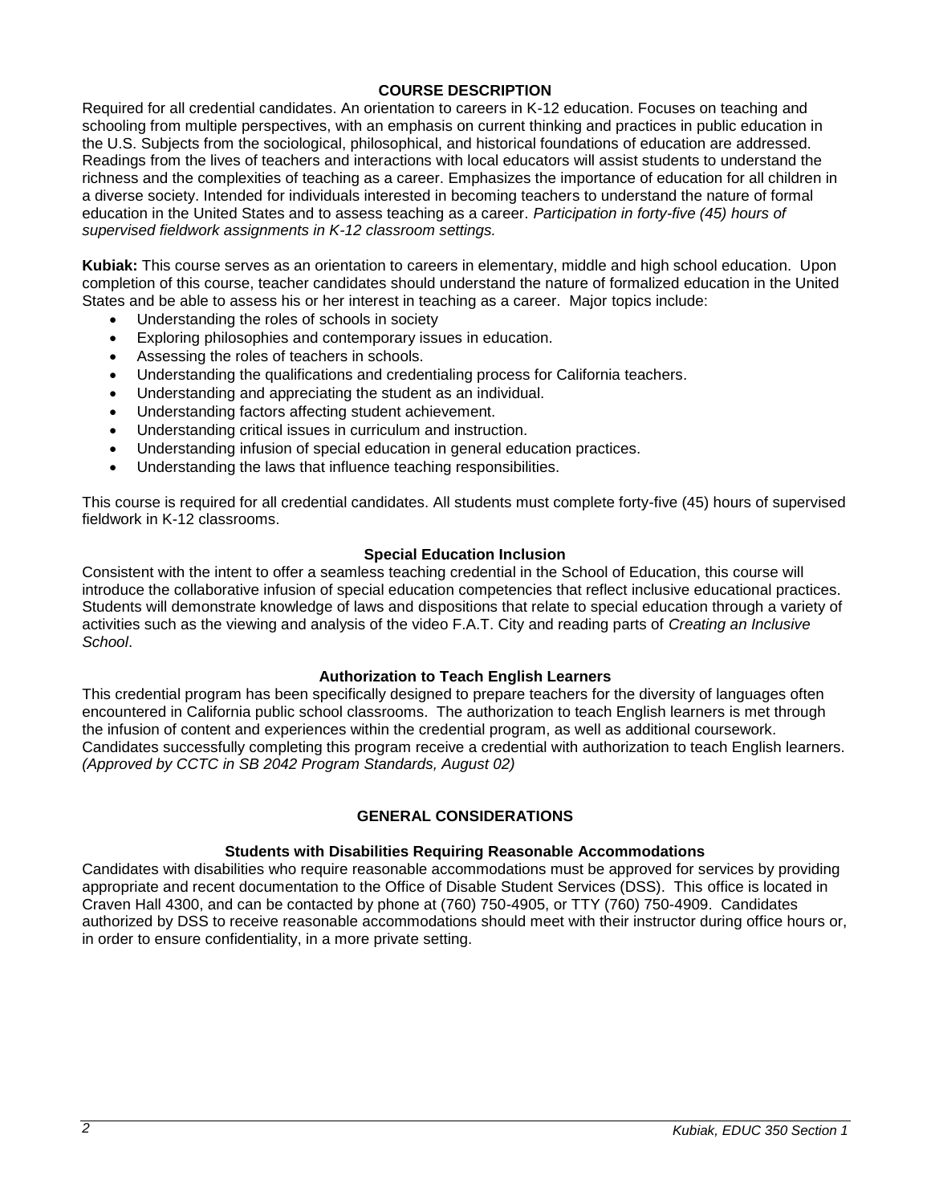## COURSE DESCRIPTION

Required for all credential candidates. An orientation to careers in K-12 education. Focuses on teaching and schooling from multiple perspectives, with an emphasis on current thinking and practices in public education in the U.S. Subjects from the sociological, philosophical, and historical foundations of education are addressed. Readings from the lives of teachers and interactions with local educators will assist students to understand the richness and the complexities of teaching as a career. Emphasizes the importance of education for all children in a diverse society. Intended for individuals interested in becoming teachers to understand the nature of formal education in the United States and to assess teaching as a career. *Participation in forty-five (45) hours of supervised fieldwork assignments in K-12 classroom settings.*

**Kubiak:** This course serves as an orientation to careers in elementary, middle and high school education. Upon completion of this course, teacher candidates should understand the nature of formalized education in the United States and be able to assess his or her interest in teaching as a career. Major topics include:

- Understanding the roles of schools in society
- Exploring philosophies and contemporary issues in education.
- Assessing the roles of teachers in schools.
- Understanding the qualifications and credentialing process for California teachers.
- Understanding and appreciating the student as an individual.
- Understanding factors affecting student achievement.
- Understanding critical issues in curriculum and instruction.
- Understanding infusion of special education in general education practices.
- Understanding the laws that influence teaching responsibilities.

This course is required for all credential candidates. All students must complete forty-five (45) hours of supervised fieldwork in K-12 classrooms.

### Special Education Inclusion

Consistent with the intent to offer a seamless teaching credential in the School of Education, this course will introduce the collaborative infusion of special education competencies that reflect inclusive educational practices. Students will demonstrate knowledge of laws and dispositions that relate to special education through a variety of activities such as the viewing and analysis of the video F.A.T. City and reading parts of *Creating an Inclusive School*.

### Authorization to Teach English Learners

This credential program has been specifically designed to prepare teachers for the diversity of languages often encountered in California public school classrooms. The authorization to teach English learners is met through the infusion of content and experiences within the credential program, as well as additional coursework. Candidates successfully completing this program receive a credential with authorization to teach English learners. *(Approved by CCTC in SB 2042 Program Standards, August 02)*

## GENERAL CONSIDERATIONS

### Students with Disabilities Requiring Reasonable Accommodations

Candidates with disabilities who require reasonable accommodations must be approved for services by providing appropriate and recent documentation to the Office of Disable Student Services (DSS). This office is located in Craven Hall 4300, and can be contacted by phone at (760) 750-4905, or TTY (760) 750-4909. Candidates authorized by DSS to receive reasonable accommodations should meet with their instructor during office hours or, in order to ensure confidentiality, in a more private setting.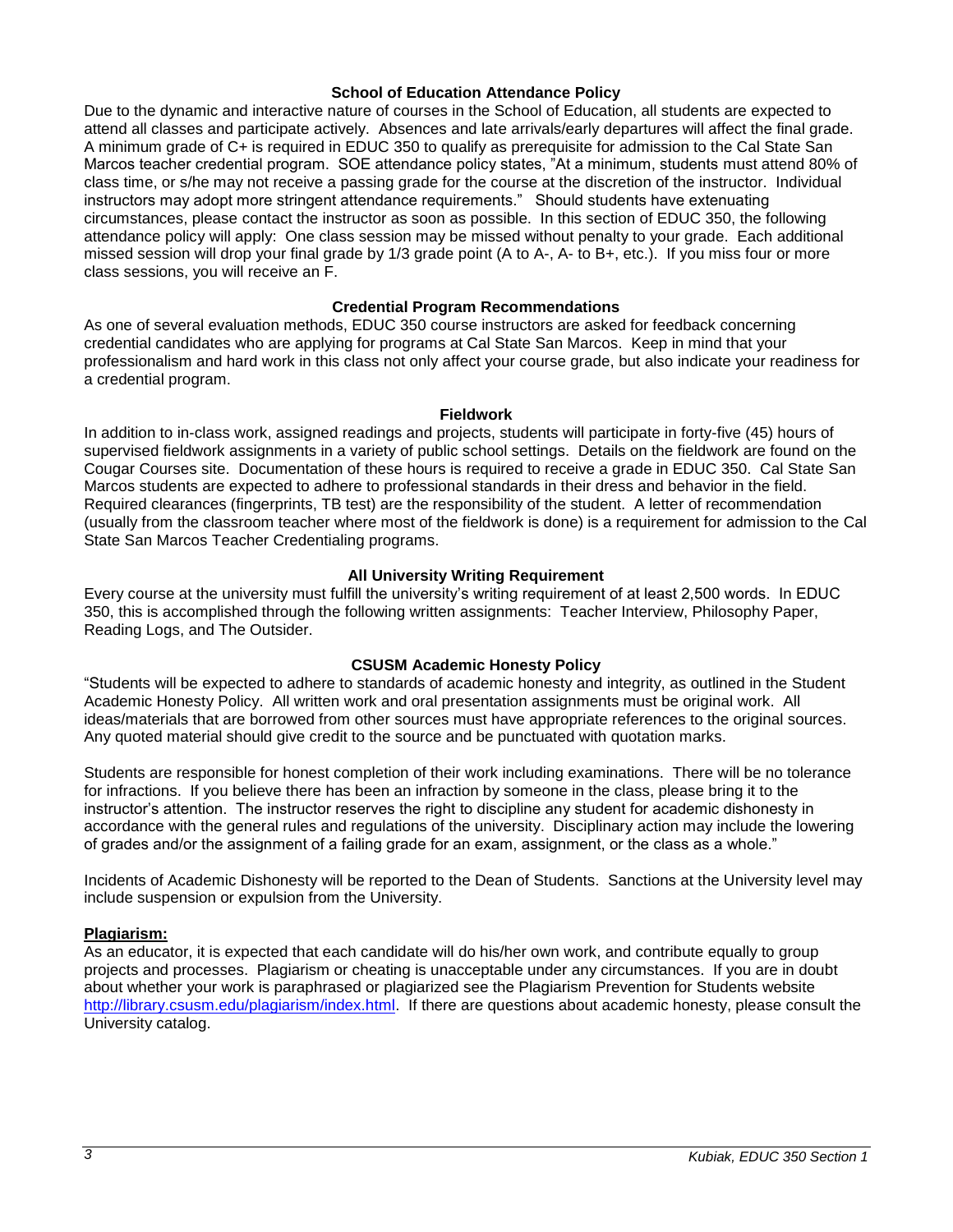### School of Education Attendance Policy

Due to the dynamic and interactive nature of courses in the School of Education, all students are expected to attend all classes and participate actively. Absences and late arrivals/early departures will affect the final grade. A minimum grade of C+ is required in EDUC 350 to qualify as prerequisite for admission to the Cal State San Marcos teacher credential program. SOE attendance policy states, "At a minimum, students must attend 80% of class time, or s/he may not receive a passing grade for the course at the discretion of the instructor. Individual instructors may adopt more stringent attendance requirements." Should students have extenuating circumstances, please contact the instructor as soon as possible. In this section of EDUC 350, the following attendance policy will apply: One class session may be missed without penalty to your grade. Each additional missed session will drop your final grade by 1/3 grade point (A to A-, A- to B+, etc.). If you miss four or more class sessions, you will receive an F.

### Credential Program Recommendations

As one of several evaluation methods, EDUC 350 course instructors are asked for feedback concerning credential candidates who are applying for programs at Cal State San Marcos. Keep in mind that your professionalism and hard work in this class not only affect your course grade, but also indicate your readiness for a credential program.

### Fieldwork

In addition to in-class work, assigned readings and projects, students will participate in forty-five (45) hours of supervised fieldwork assignments in a variety of public school settings. Details on the fieldwork are found on the Cougar Courses site. Documentation of these hours is required to receive a grade in EDUC 350. Cal State San Marcos students are expected to adhere to professional standards in their dress and behavior in the field. Required clearances (fingerprints, TB test) are the responsibility of the student. A letter of recommendation (usually from the classroom teacher where most of the fieldwork is done) is a requirement for admission to the Cal State San Marcos Teacher Credentialing programs.

### All University Writing Requirement

Every course at the university must fulfill the university's writing requirement of at least 2,500 words. In EDUC 350, this is accomplished through the following written assignments: Teacher Interview, Philosophy Paper, Reading Logs, and The Outsider.

### CSUSM Academic Honesty Policy

"Students will be expected to adhere to standards of academic honesty and integrity, as outlined in the Student Academic Honesty Policy. All written work and oral presentation assignments must be original work. All ideas/materials that are borrowed from other sources must have appropriate references to the original sources. Any quoted material should give credit to the source and be punctuated with quotation marks.

Students are responsible for honest completion of their work including examinations. There will be no tolerance for infractions. If you believe there has been an infraction by someone in the class, please bring it to the instructor's attention. The instructor reserves the right to discipline any student for academic dishonesty in accordance with the general rules and regulations of the university. Disciplinary action may include the lowering of grades and/or the assignment of a failing grade for an exam, assignment, or the class as a whole."

Incidents of Academic Dishonesty will be reported to the Dean of Students. Sanctions at the University level may include suspension or expulsion from the University.

**Plagiarism:**

As an educator, it is expected that each candidate will do his/her own work, and contribute equally to group projects and processes. Plagiarism or cheating is unacceptable under any circumstances. If you are in doubt about whether your work is paraphrased or plagiarized see the Plagiarism Prevention for Students website [http://library.csusm.edu/plagiarism/index.html](http://library.csusm.edu/plagiarism/index.html). If there are questions about academic honesty, please consult the University catalog.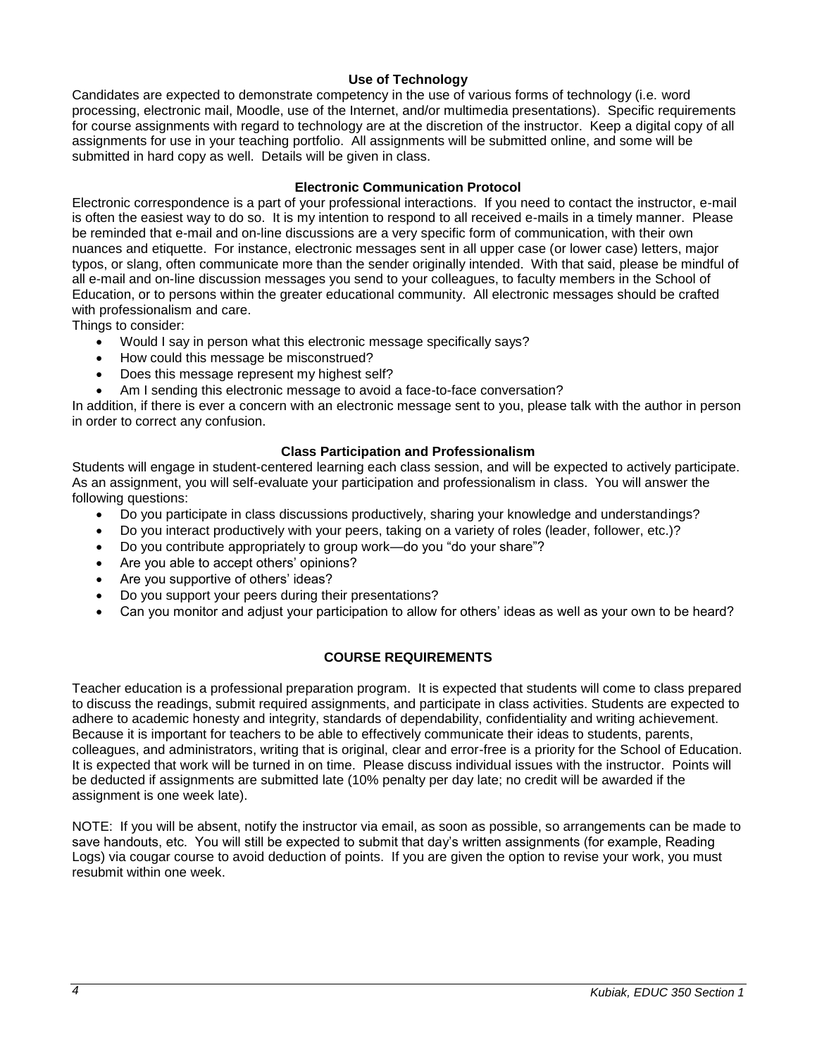### Use of Technology

Candidates are expected to demonstrate competency in the use of various forms of technology (i.e. word processing, electronic mail, Moodle, use of the Internet, and/or multimedia presentations). Specific requirements for course assignments with regard to technology are at the discretion of the instructor. Keep a digital copy of all assignments for use in your teaching portfolio. All assignments will be submitted online, and some will be submitted in hard copy as well. Details will be given in class.

### Electronic Communication Protocol

Electronic correspondence is a part of your professional interactions. If you need to contact the instructor, e-mail is often the easiest way to do so. It is my intention to respond to all received e-mails in a timely manner. Please be reminded that e-mail and on-line discussions are a very specific form of communication, with their own nuances and etiquette. For instance, electronic messages sent in all upper case (or lower case) letters, major typos, or slang, often communicate more than the sender originally intended. With that said, please be mindful of all e-mail and on-line discussion messages you send to your colleagues, to faculty members in the School of Education, or to persons within the greater educational community. All electronic messages should be crafted with professionalism and care.

Things to consider:

- Would I say in person what this electronic message specifically says?
- How could this message be misconstrued?
- Does this message represent my highest self?
- Am I sending this electronic message to avoid a face-to-face conversation?

In addition, if there is ever a concern with an electronic message sent to you, please talk with the author in person in order to correct any confusion.

### Class Participation and Professionalism

Students will engage in student-centered learning each class session, and will be expected to actively participate. As an assignment, you will self-evaluate your participation and professionalism in class. You will answer the following questions:

- Do you participate in class discussions productively, sharing your knowledge and understandings?
- Do you interact productively with your peers, taking on a variety of roles (leader, follower, etc.)?
- Do you contribute appropriately to group work—do you "do your share"?
- Are you able to accept others' opinions?
- Are you supportive of others' ideas?
- Do you support your peers during their presentations?
- Can you monitor and adjust your participation to allow for others' ideas as well as your own to be heard?

## COURSE REQUIREMENTS

Teacher education is a professional preparation program. It is expected that students will come to class prepared to discuss the readings, submit required assignments, and participate in class activities. Students are expected to adhere to academic honesty and integrity, standards of dependability, confidentiality and writing achievement. Because it is important for teachers to be able to effectively communicate their ideas to students, parents, colleagues, and administrators, writing that is original, clear and error-free is a priority for the School of Education. It is expected that work will be turned in on time. Please discuss individual issues with the instructor. Points will be deducted if assignments are submitted late (10% penalty per day late; no credit will be awarded if the assignment is one week late).

NOTE: If you will be absent, notify the instructor via email, as soon as possible, so arrangements can be made to save handouts, etc. You will still be expected to submit that day's written assignments (for example, Reading Logs) via cougar course to avoid deduction of points. If you are given the option to revise your work, you must resubmit within one week.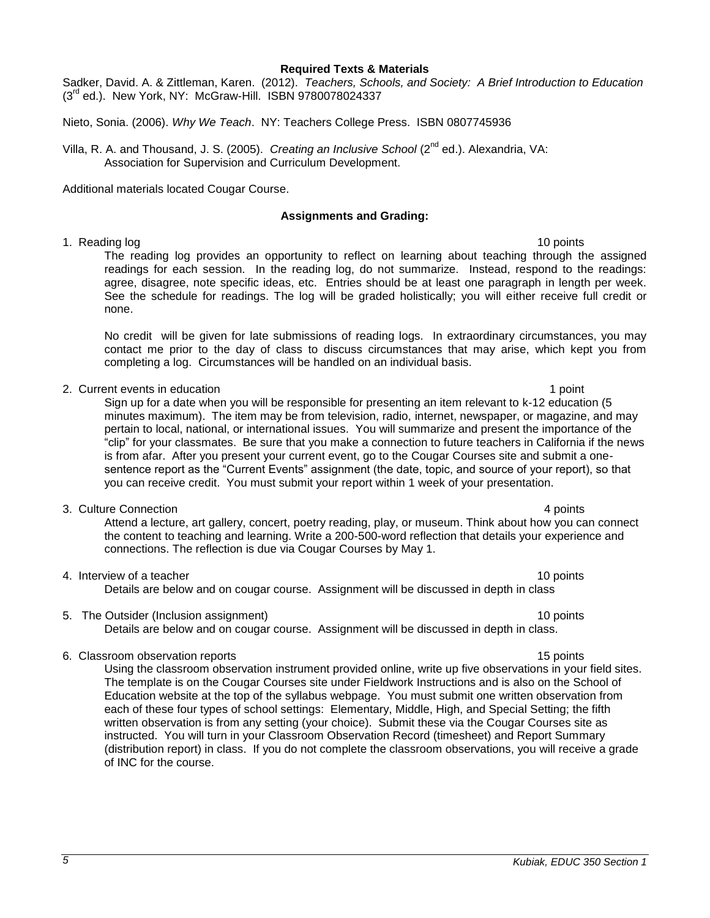**Required Texts & Materials**

Sadker, David. A. & Zittleman, Karen. (2012). *Teachers, Schools, and Society: A Brief Introduction to Education* (3rd ed.). New York, NY: McGraw-Hill. ISBN 9780078024337

Nieto, Sonia. (2006). *Why We Teach*. NY: Teachers College Press. ISBN 0807745936

Villa, R. A. and Thousand, J. S. (2005). *Creating an Inclusive School* (2nd ed.). Alexandria, VA: Association for Supervision and Curriculum Development.

Additional materials located Cougar Course.

**Assignments and Grading:**

1. Reading log — 10 points

   The reading log provides an opportunity to reflect on learning about teaching through the assigned readings for each session. In the reading log, do not summarize. Instead, respond to the readings: agree, disagree, note specific ideas, etc. Entries should be at least one paragraph in length per week. See the schedule for readings. The log will be graded holistically; you will either receive full credit or none.

   No credit will be given for late submissions of reading logs. In extraordinary circumstances, you may contact me prior to the day of class to discuss circumstances that may arise, which kept you from completing a log. Circumstances will be handled on an individual basis.

2. Current events in education — 1 point

   Sign up for a date when you will be responsible for presenting an item relevant to k-12 education (5 minutes maximum). The item may be from television, radio, internet, newspaper, or magazine, and may pertain to local, national, or international issues. You will summarize and present the importance of the "clip" for your classmates. Be sure that you make a connection to future teachers in California if the news is from afar. After you present your current event, go to the Cougar Courses site and submit a one-sentence report as the "Current Events" assignment (the date, topic, and source of your report), so that you can receive credit. You must submit your report within 1 week of your presentation.

3. Culture Connection — 4 points

   Attend a lecture, art gallery, concert, poetry reading, play, or museum. Think about how you can connect the content to teaching and learning. Write a 200-500-word reflection that details your experience and connections. The reflection is due via Cougar Courses by May 1.

4. Interview of a teacher — 10 points

   Details are below and on cougar course. Assignment will be discussed in depth in class

5. The Outsider (Inclusion assignment) — 10 points

   Details are below and on cougar course. Assignment will be discussed in depth in class.

6. Classroom observation reports — 15 points

   Using the classroom observation instrument provided online, write up five observations in your field sites. The template is on the Cougar Courses site under Fieldwork Instructions and is also on the School of Education website at the top of the syllabus webpage. You must submit one written observation from each of these four types of school settings: Elementary, Middle, High, and Special Setting; the fifth written observation is from any setting (your choice). Submit these via the Cougar Courses site as instructed. You will turn in your Classroom Observation Record (timesheet) and Report Summary (distribution report) in class. If you do not complete the classroom observations, you will receive a grade of INC for the course.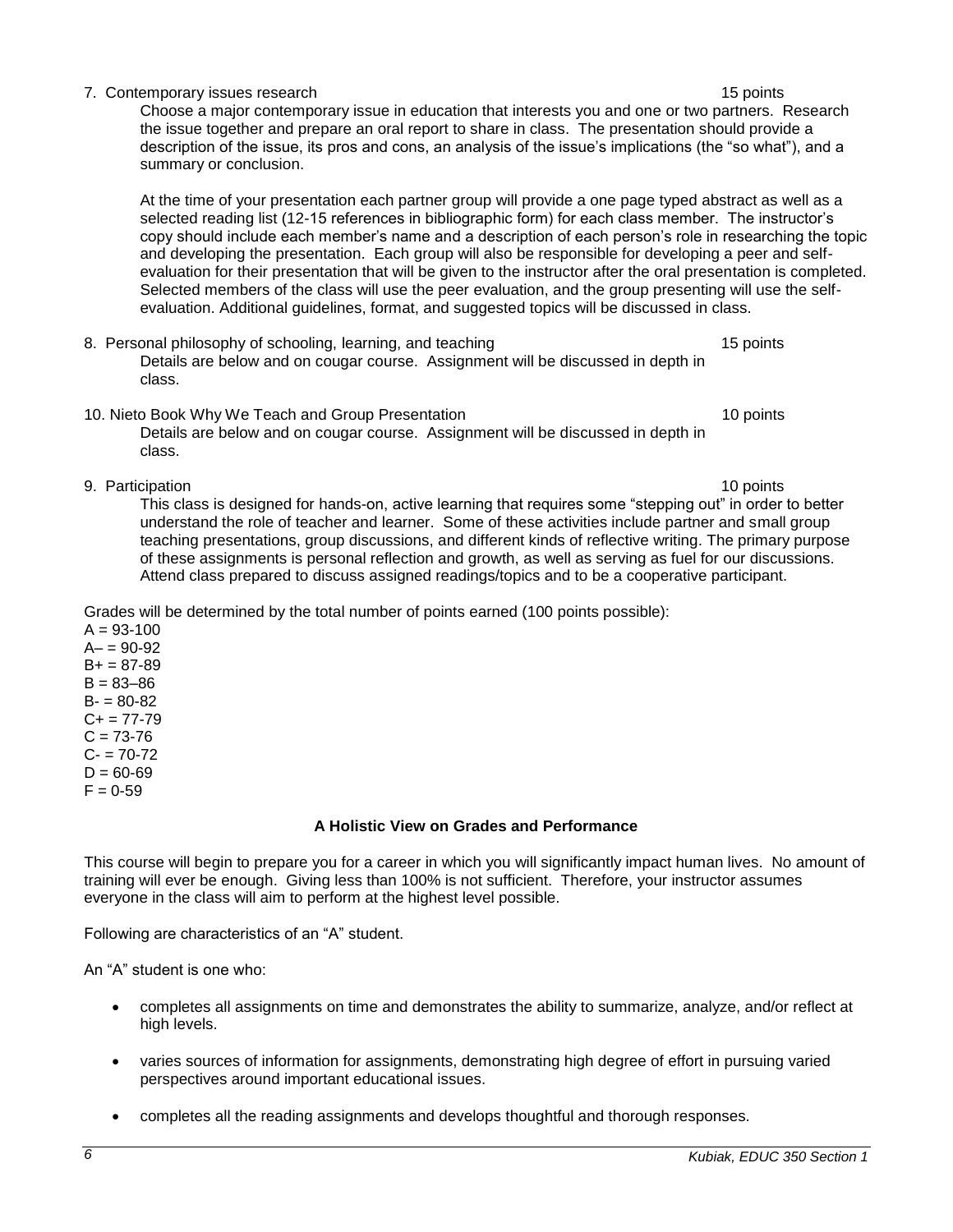7. Contemporary issues research 15 points

   Choose a major contemporary issue in education that interests you and one or two partners. Research the issue together and prepare an oral report to share in class. The presentation should provide a description of the issue, its pros and cons, an analysis of the issue's implications (the "so what"), and a summary or conclusion.

   At the time of your presentation each partner group will provide a one page typed abstract as well as a selected reading list (12-15 references in bibliographic form) for each class member. The instructor's copy should include each member's name and a description of each person's role in researching the topic and developing the presentation. Each group will also be responsible for developing a peer and self-evaluation for their presentation that will be given to the instructor after the oral presentation is completed. Selected members of the class will use the peer evaluation, and the group presenting will use the self-evaluation. Additional guidelines, format, and suggested topics will be discussed in class.

8. Personal philosophy of schooling, learning, and teaching 15 points

   Details are below and on cougar course. Assignment will be discussed in depth in class.

10. Nieto Book Why We Teach and Group Presentation 10 points

   Details are below and on cougar course. Assignment will be discussed in depth in class.

9. Participation 10 points

   This class is designed for hands-on, active learning that requires some "stepping out" in order to better understand the role of teacher and learner. Some of these activities include partner and small group teaching presentations, group discussions, and different kinds of reflective writing. The primary purpose of these assignments is personal reflection and growth, as well as serving as fuel for our discussions. Attend class prepared to discuss assigned readings/topics and to be a cooperative participant.

Grades will be determined by the total number of points earned (100 points possible):

A = 93-100
A– = 90-92
B+ = 87-89
B = 83–86
B- = 80-82
C+ = 77-79
C = 73-76
C- = 70-72
D = 60-69
F = 0-59

**A Holistic View on Grades and Performance**

This course will begin to prepare you for a career in which you will significantly impact human lives. No amount of training will ever be enough. Giving less than 100% is not sufficient. Therefore, your instructor assumes everyone in the class will aim to perform at the highest level possible.

Following are characteristics of an "A" student.

An "A" student is one who:

- completes all assignments on time and demonstrates the ability to summarize, analyze, and/or reflect at high levels.
- varies sources of information for assignments, demonstrating high degree of effort in pursuing varied perspectives around important educational issues.
- completes all the reading assignments and develops thoughtful and thorough responses.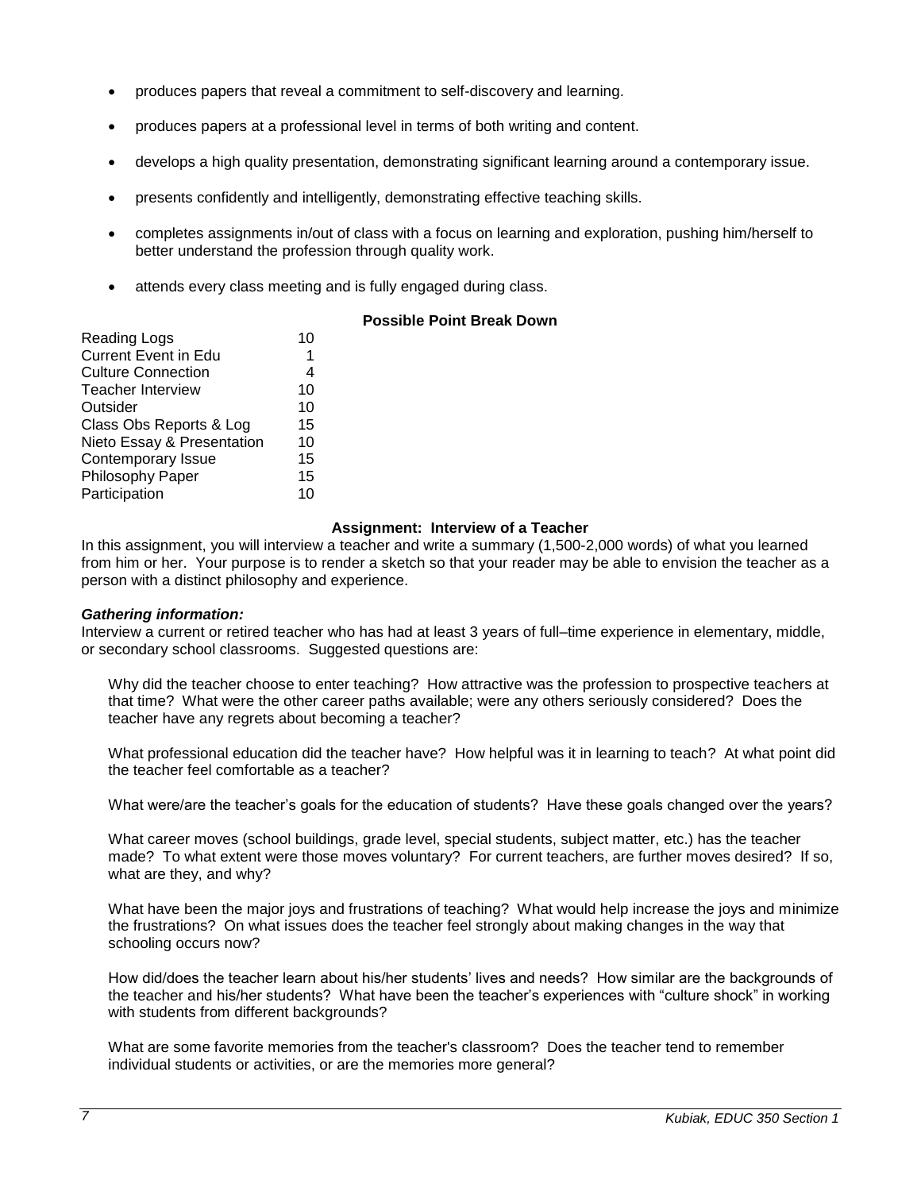- produces papers that reveal a commitment to self-discovery and learning.
- produces papers at a professional level in terms of both writing and content.
- develops a high quality presentation, demonstrating significant learning around a contemporary issue.
- presents confidently and intelligently, demonstrating effective teaching skills.
- completes assignments in/out of class with a focus on learning and exploration, pushing him/herself to better understand the profession through quality work.
- attends every class meeting and is fully engaged during class.

**Possible Point Break Down**

| | |
|---|---|
| Reading Logs | 10 |
| Current Event in Edu | 1 |
| Culture Connection | 4 |
| Teacher Interview | 10 |
| Outsider | 10 |
| Class Obs Reports & Log | 15 |
| Nieto Essay & Presentation | 10 |
| Contemporary Issue | 15 |
| Philosophy Paper | 15 |
| Participation | 10 |

**Assignment: Interview of a Teacher**

In this assignment, you will interview a teacher and write a summary (1,500-2,000 words) of what you learned from him or her. Your purpose is to render a sketch so that your reader may be able to envision the teacher as a person with a distinct philosophy and experience.

***Gathering information:***

Interview a current or retired teacher who has had at least 3 years of full–time experience in elementary, middle, or secondary school classrooms. Suggested questions are:

Why did the teacher choose to enter teaching? How attractive was the profession to prospective teachers at that time? What were the other career paths available; were any others seriously considered? Does the teacher have any regrets about becoming a teacher?

What professional education did the teacher have? How helpful was it in learning to teach? At what point did the teacher feel comfortable as a teacher?

What were/are the teacher's goals for the education of students? Have these goals changed over the years?

What career moves (school buildings, grade level, special students, subject matter, etc.) has the teacher made? To what extent were those moves voluntary? For current teachers, are further moves desired? If so, what are they, and why?

What have been the major joys and frustrations of teaching? What would help increase the joys and minimize the frustrations? On what issues does the teacher feel strongly about making changes in the way that schooling occurs now?

How did/does the teacher learn about his/her students' lives and needs? How similar are the backgrounds of the teacher and his/her students? What have been the teacher's experiences with "culture shock" in working with students from different backgrounds?

What are some favorite memories from the teacher's classroom? Does the teacher tend to remember individual students or activities, or are the memories more general?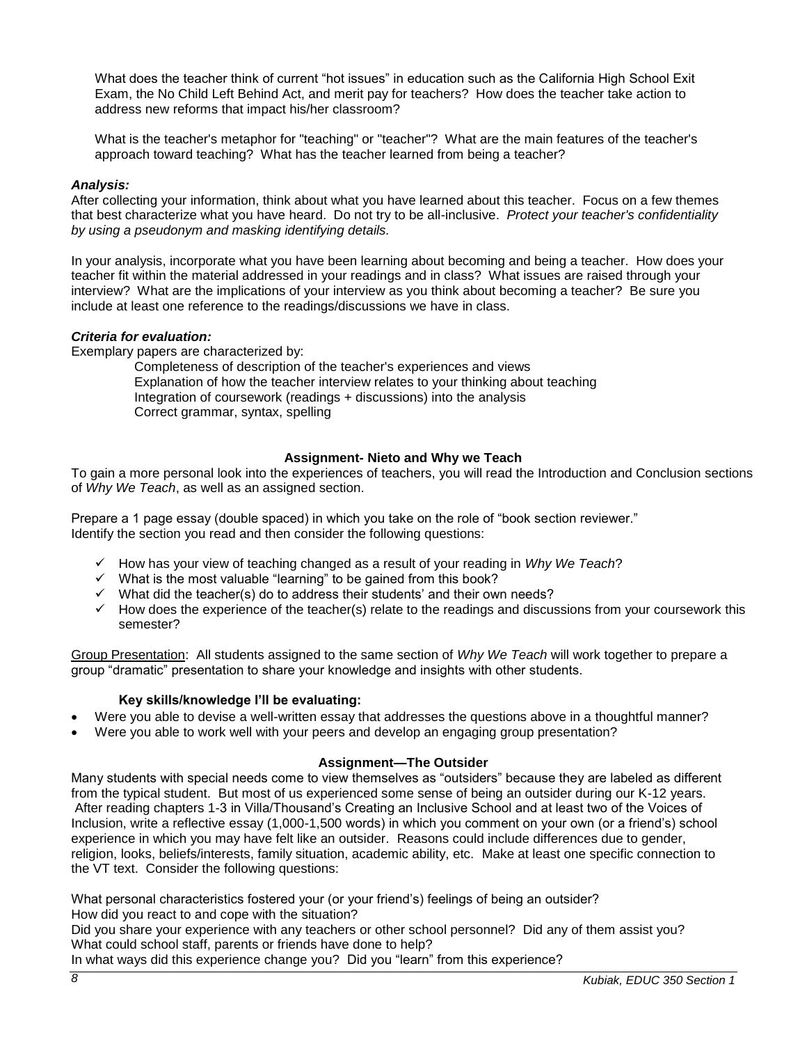What does the teacher think of current "hot issues" in education such as the California High School Exit Exam, the No Child Left Behind Act, and merit pay for teachers? How does the teacher take action to address new reforms that impact his/her classroom?

What is the teacher's metaphor for "teaching" or "teacher"? What are the main features of the teacher's approach toward teaching? What has the teacher learned from being a teacher?

***Analysis:***

After collecting your information, think about what you have learned about this teacher. Focus on a few themes that best characterize what you have heard. Do not try to be all-inclusive. *Protect your teacher's confidentiality by using a pseudonym and masking identifying details.*

In your analysis, incorporate what you have been learning about becoming and being a teacher. How does your teacher fit within the material addressed in your readings and in class? What issues are raised through your interview? What are the implications of your interview as you think about becoming a teacher? Be sure you include at least one reference to the readings/discussions we have in class.

***Criteria for evaluation:***

Exemplary papers are characterized by:

Completeness of description of the teacher's experiences and views
Explanation of how the teacher interview relates to your thinking about teaching
Integration of coursework (readings + discussions) into the analysis
Correct grammar, syntax, spelling

### Assignment- Nieto and Why we Teach

To gain a more personal look into the experiences of teachers, you will read the Introduction and Conclusion sections of *Why We Teach*, as well as an assigned section.

Prepare a 1 page essay (double spaced) in which you take on the role of "book section reviewer." Identify the section you read and then consider the following questions:

- ✓ How has your view of teaching changed as a result of your reading in *Why We Teach*?
- ✓ What is the most valuable "learning" to be gained from this book?
- ✓ What did the teacher(s) do to address their students' and their own needs?
- ✓ How does the experience of the teacher(s) relate to the readings and discussions from your coursework this semester?

Group Presentation: All students assigned to the same section of *Why We Teach* will work together to prepare a group "dramatic" presentation to share your knowledge and insights with other students.

**Key skills/knowledge I'll be evaluating:**

- Were you able to devise a well-written essay that addresses the questions above in a thoughtful manner?
- Were you able to work well with your peers and develop an engaging group presentation?

### Assignment—The Outsider

Many students with special needs come to view themselves as "outsiders" because they are labeled as different from the typical student. But most of us experienced some sense of being an outsider during our K-12 years. After reading chapters 1-3 in Villa/Thousand's Creating an Inclusive School and at least two of the Voices of Inclusion, write a reflective essay (1,000-1,500 words) in which you comment on your own (or a friend's) school experience in which you may have felt like an outsider. Reasons could include differences due to gender, religion, looks, beliefs/interests, family situation, academic ability, etc. Make at least one specific connection to the VT text. Consider the following questions:

What personal characteristics fostered your (or your friend's) feelings of being an outsider?
How did you react to and cope with the situation?
Did you share your experience with any teachers or other school personnel? Did any of them assist you?
What could school staff, parents or friends have done to help?
In what ways did this experience change you? Did you "learn" from this experience?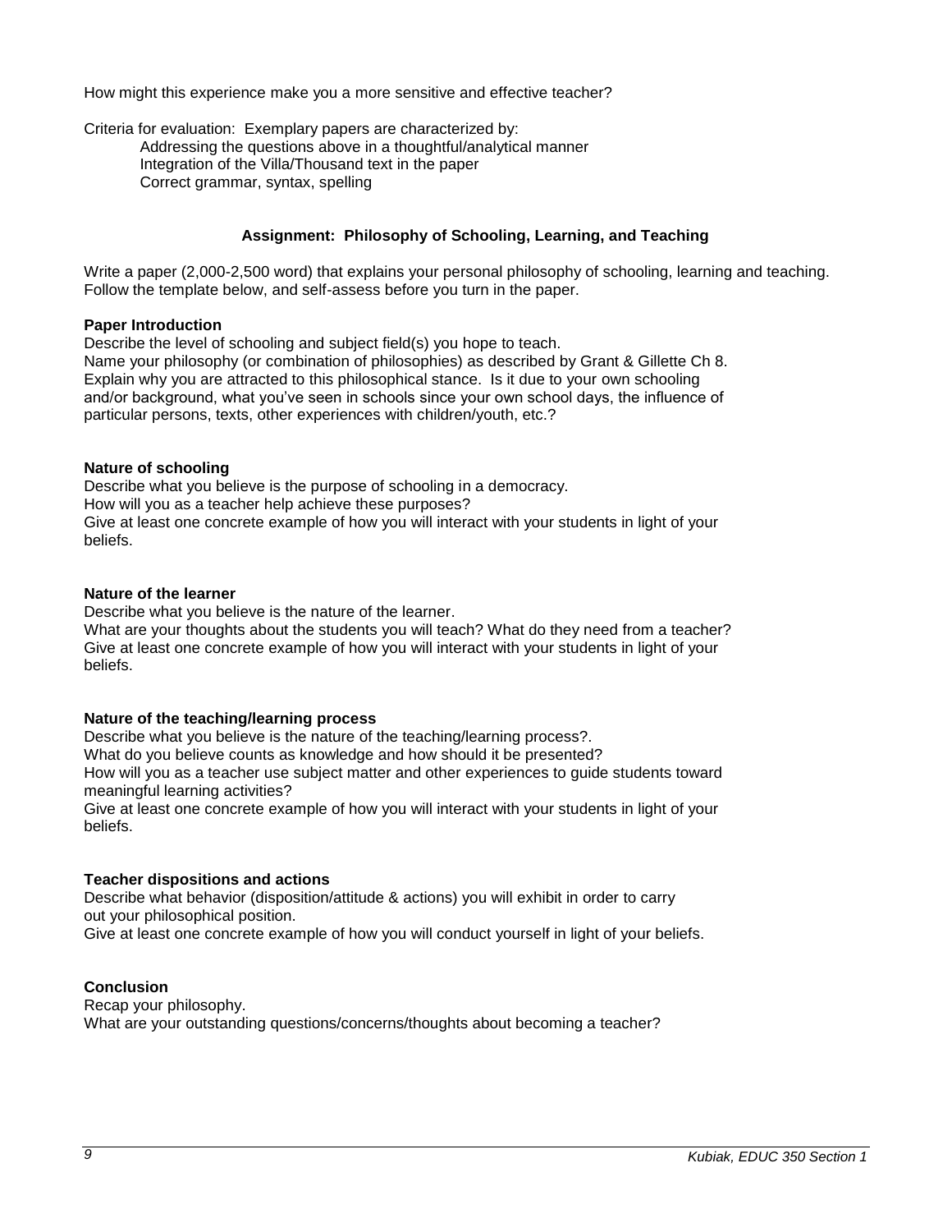How might this experience make you a more sensitive and effective teacher?

Criteria for evaluation: Exemplary papers are characterized by:

- Addressing the questions above in a thoughtful/analytical manner
- Integration of the Villa/Thousand text in the paper
- Correct grammar, syntax, spelling

### Assignment: Philosophy of Schooling, Learning, and Teaching

Write a paper (2,000-2,500 word) that explains your personal philosophy of schooling, learning and teaching. Follow the template below, and self-assess before you turn in the paper.

**Paper Introduction**

Describe the level of schooling and subject field(s) you hope to teach.
Name your philosophy (or combination of philosophies) as described by Grant & Gillette Ch 8.
Explain why you are attracted to this philosophical stance. Is it due to your own schooling and/or background, what you've seen in schools since your own school days, the influence of particular persons, texts, other experiences with children/youth, etc.?

**Nature of schooling**

Describe what you believe is the purpose of schooling in a democracy.
How will you as a teacher help achieve these purposes?
Give at least one concrete example of how you will interact with your students in light of your beliefs.

**Nature of the learner**

Describe what you believe is the nature of the learner.
What are your thoughts about the students you will teach? What do they need from a teacher?
Give at least one concrete example of how you will interact with your students in light of your beliefs.

**Nature of the teaching/learning process**

Describe what you believe is the nature of the teaching/learning process?.
What do you believe counts as knowledge and how should it be presented?
How will you as a teacher use subject matter and other experiences to guide students toward meaningful learning activities?
Give at least one concrete example of how you will interact with your students in light of your beliefs.

**Teacher dispositions and actions**

Describe what behavior (disposition/attitude & actions) you will exhibit in order to carry out your philosophical position.
Give at least one concrete example of how you will conduct yourself in light of your beliefs.

**Conclusion**

Recap your philosophy.
What are your outstanding questions/concerns/thoughts about becoming a teacher?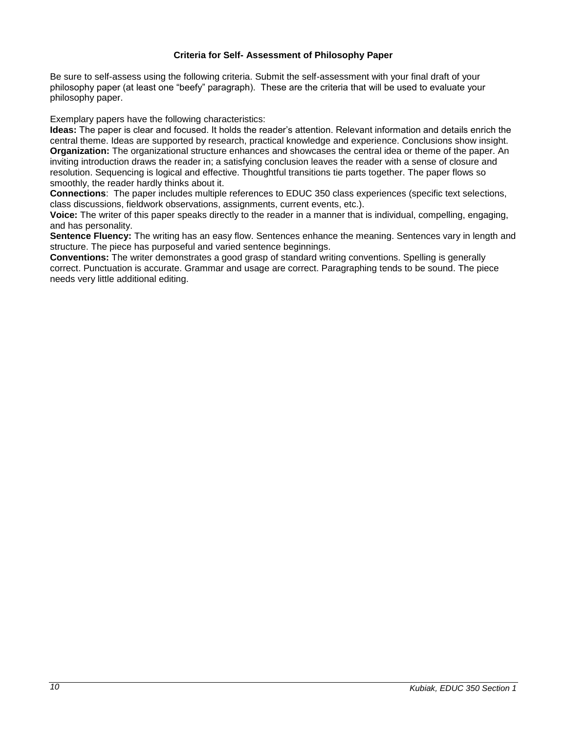### Criteria for Self- Assessment of Philosophy Paper

Be sure to self-assess using the following criteria. Submit the self-assessment with your final draft of your philosophy paper (at least one "beefy" paragraph). These are the criteria that will be used to evaluate your philosophy paper.

Exemplary papers have the following characteristics:

**Ideas:** The paper is clear and focused. It holds the reader's attention. Relevant information and details enrich the central theme. Ideas are supported by research, practical knowledge and experience. Conclusions show insight.

**Organization:** The organizational structure enhances and showcases the central idea or theme of the paper. An inviting introduction draws the reader in; a satisfying conclusion leaves the reader with a sense of closure and resolution. Sequencing is logical and effective. Thoughtful transitions tie parts together. The paper flows so smoothly, the reader hardly thinks about it.

**Connections**: The paper includes multiple references to EDUC 350 class experiences (specific text selections, class discussions, fieldwork observations, assignments, current events, etc.).

**Voice:** The writer of this paper speaks directly to the reader in a manner that is individual, compelling, engaging, and has personality.

**Sentence Fluency:** The writing has an easy flow. Sentences enhance the meaning. Sentences vary in length and structure. The piece has purposeful and varied sentence beginnings.

**Conventions:** The writer demonstrates a good grasp of standard writing conventions. Spelling is generally correct. Punctuation is accurate. Grammar and usage are correct. Paragraphing tends to be sound. The piece needs very little additional editing.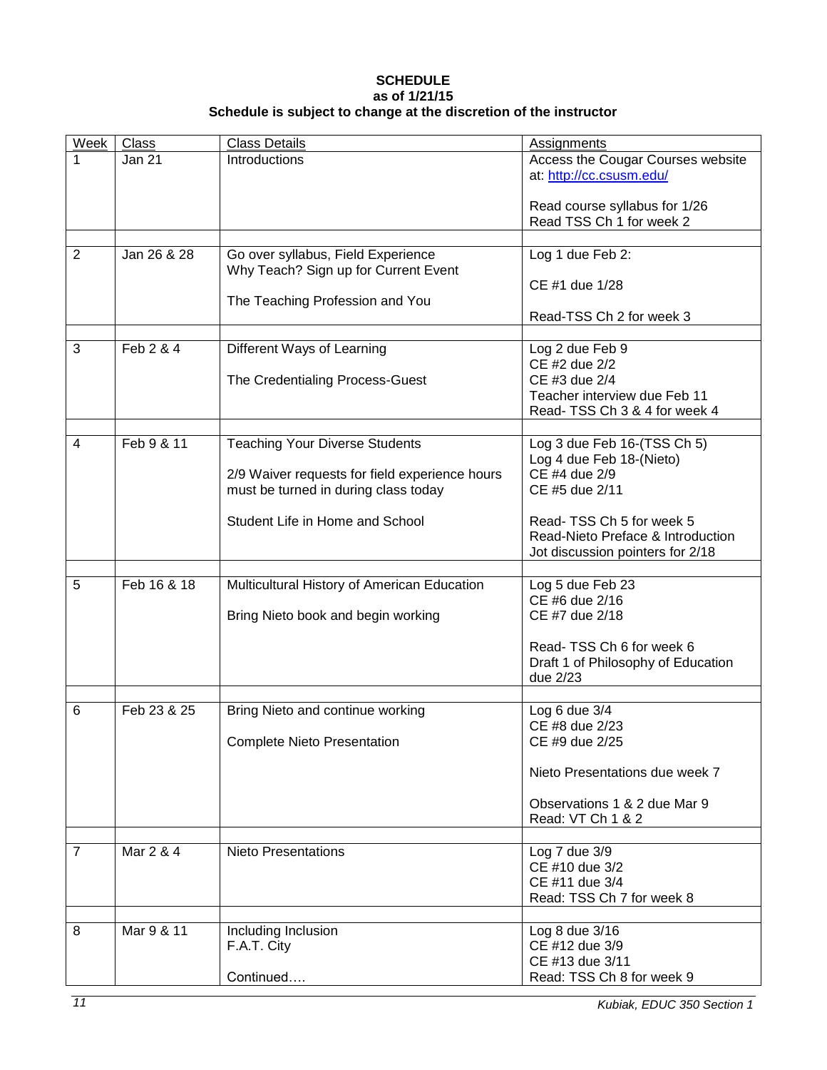**SCHEDULE**
**as of 1/21/15**
**Schedule is subject to change at the discretion of the instructor**

| Week | Class | Class Details | Assignments |
|---|---|---|---|
| 1 | Jan 21 | Introductions | Access the Cougar Courses website at: http://cc.csusm.edu/<br><br>Read course syllabus for 1/26<br>Read TSS Ch 1 for week 2 |
| | | | |
| 2 | Jan 26 & 28 | Go over syllabus, Field Experience<br>Why Teach? Sign up for Current Event<br><br>The Teaching Profession and You | Log 1 due Feb 2:<br><br>CE #1 due 1/28<br><br>Read-TSS Ch 2 for week 3 |
| | | | |
| 3 | Feb 2 & 4 | Different Ways of Learning<br><br>The Credentialing Process-Guest | Log 2 due Feb 9<br>CE #2 due 2/2<br>CE #3 due 2/4<br>Teacher interview due Feb 11<br>Read- TSS Ch 3 & 4 for week 4 |
| | | | |
| 4 | Feb 9 & 11 | Teaching Your Diverse Students<br><br>2/9 Waiver requests for field experience hours must be turned in during class today<br><br>Student Life in Home and School | Log 3 due Feb 16-(TSS Ch 5)<br>Log 4 due Feb 18-(Nieto)<br>CE #4 due 2/9<br>CE #5 due 2/11<br><br>Read- TSS Ch 5 for week 5<br>Read-Nieto Preface & Introduction<br>Jot discussion pointers for 2/18 |
| | | | |
| 5 | Feb 16 & 18 | Multicultural History of American Education<br><br>Bring Nieto book and begin working | Log 5 due Feb 23<br>CE #6 due 2/16<br>CE #7 due 2/18<br><br>Read- TSS Ch 6 for week 6<br>Draft 1 of Philosophy of Education due 2/23 |
| | | | |
| 6 | Feb 23 & 25 | Bring Nieto and continue working<br><br>Complete Nieto Presentation | Log 6 due 3/4<br>CE #8 due 2/23<br>CE #9 due 2/25<br><br>Nieto Presentations due week 7<br><br>Observations 1 & 2 due Mar 9<br>Read: VT Ch 1 & 2 |
| | | | |
| 7 | Mar 2 & 4 | Nieto Presentations | Log 7 due 3/9<br>CE #10 due 3/2<br>CE #11 due 3/4<br>Read: TSS Ch 7 for week 8 |
| | | | |
| 8 | Mar 9 & 11 | Including Inclusion<br>F.A.T. City<br><br>Continued…. | Log 8 due 3/16<br>CE #12 due 3/9<br>CE #13 due 3/11<br>Read: TSS Ch 8 for week 9 |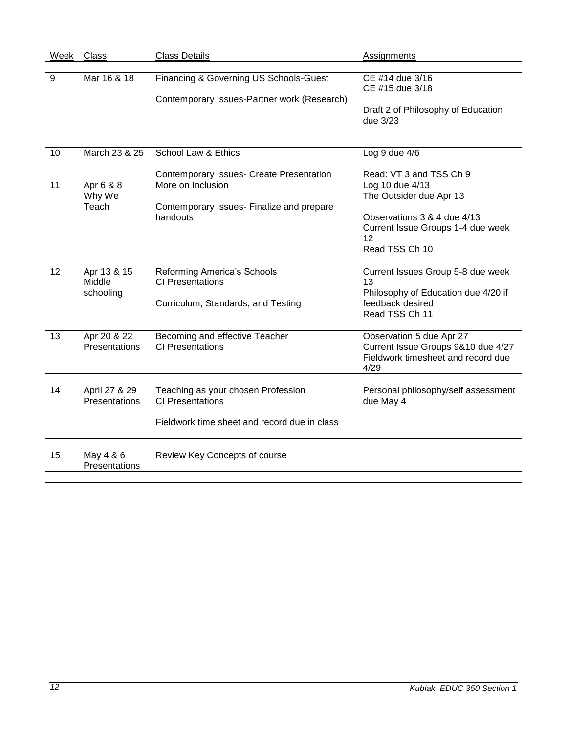| Week | Class | Class Details | Assignments |
|---|---|---|---|
| | | | |
| 9 | Mar 16 & 18 | Financing & Governing US Schools-Guest<br><br>Contemporary Issues-Partner work (Research) | CE #14 due 3/16<br>CE #15 due 3/18<br><br>Draft 2 of Philosophy of Education due 3/23 |
| 10 | March 23 & 25 | School Law & Ethics<br><br>Contemporary Issues- Create Presentation | Log 9 due 4/6<br><br>Read: VT 3 and TSS Ch 9 |
| 11 | Apr 6 & 8<br>Why We Teach | More on Inclusion<br><br>Contemporary Issues- Finalize and prepare handouts | Log 10 due 4/13<br>The Outsider due Apr 13<br><br>Observations 3 & 4 due 4/13<br>Current Issue Groups 1-4 due week 12<br>Read TSS Ch 10 |
| | | | |
| 12 | Apr 13 & 15<br>Middle schooling | Reforming America's Schools<br>CI Presentations<br><br>Curriculum, Standards, and Testing | Current Issues Group 5-8 due week 13<br>Philosophy of Education due 4/20 if feedback desired<br>Read TSS Ch 11 |
| | | | |
| 13 | Apr 20 & 22<br>Presentations | Becoming and effective Teacher<br>CI Presentations | Observation 5 due Apr 27<br>Current Issue Groups 9&10 due 4/27<br>Fieldwork timesheet and record due 4/29 |
| | | | |
| 14 | April 27 & 29<br>Presentations | Teaching as your chosen Profession<br>CI Presentations<br><br>Fieldwork time sheet and record due in class | Personal philosophy/self assessment due May 4 |
| | | | |
| 15 | May 4 & 6<br>Presentations | Review Key Concepts of course | |
| | | | |